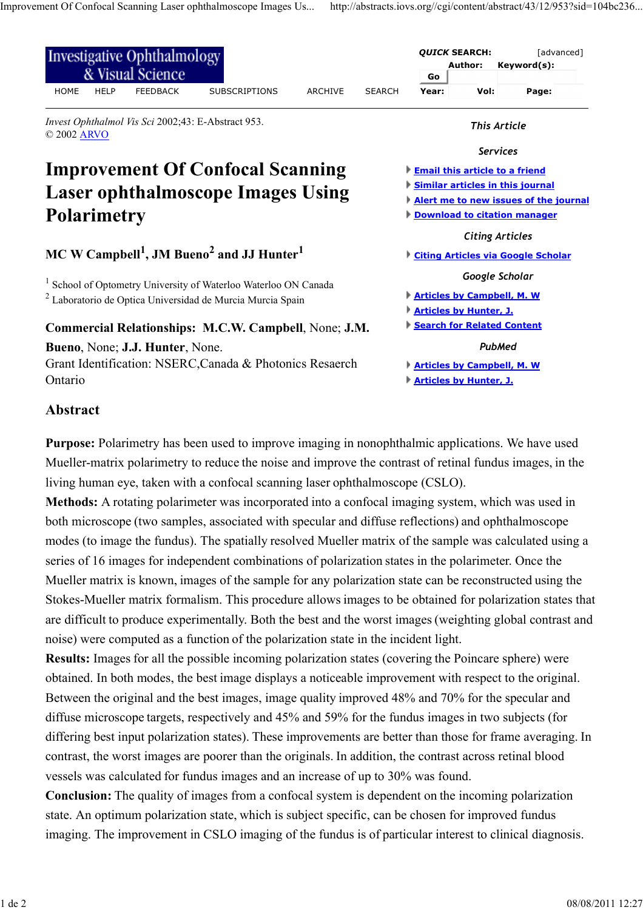*Invest Ophthalmol Vis Sci* 2002;43: E-Abstract 953.
© 2002 ARVO

# Improvement Of Confocal Scanning Laser ophthalmoscope Images Using Polarimetry

## MC W Campbell[1], JM Bueno[2] and JJ Hunter[1]

[1] School of Optometry University of Waterloo Waterloo ON Canada
[2] Laboratorio de Optica Universidad de Murcia Murcia Spain

**Commercial Relationships: M.C.W. Campbell**, None; **J.M. Bueno**, None; **J.J. Hunter**, None.
Grant Identification: NSERC,Canada & Photonics Resaerch Ontario

## Abstract

**Purpose:** Polarimetry has been used to improve imaging in nonophthalmic applications. We have used Mueller-matrix polarimetry to reduce the noise and improve the contrast of retinal fundus images, in the living human eye, taken with a confocal scanning laser ophthalmoscope (CSLO).
**Methods:** A rotating polarimeter was incorporated into a confocal imaging system, which was used in both microscope (two samples, associated with specular and diffuse reflections) and ophthalmoscope modes (to image the fundus). The spatially resolved Mueller matrix of the sample was calculated using a series of 16 images for independent combinations of polarization states in the polarimeter. Once the Mueller matrix is known, images of the sample for any polarization state can be reconstructed using the Stokes-Mueller matrix formalism. This procedure allows images to be obtained for polarization states that are difficult to produce experimentally. Both the best and the worst images (weighting global contrast and noise) were computed as a function of the polarization state in the incident light.
**Results:** Images for all the possible incoming polarization states (covering the Poincare sphere) were obtained. In both modes, the best image displays a noticeable improvement with respect to the original. Between the original and the best images, image quality improved 48% and 70% for the specular and diffuse microscope targets, respectively and 45% and 59% for the fundus images in two subjects (for differing best input polarization states). These improvements are better than those for frame averaging. In contrast, the worst images are poorer than the originals. In addition, the contrast across retinal blood vessels was calculated for fundus images and an increase of up to 30% was found.
**Conclusion:** The quality of images from a confocal system is dependent on the incoming polarization state. An optimum polarization state, which is subject specific, can be chosen for improved fundus imaging. The improvement in CSLO imaging of the fundus is of particular interest to clinical diagnosis.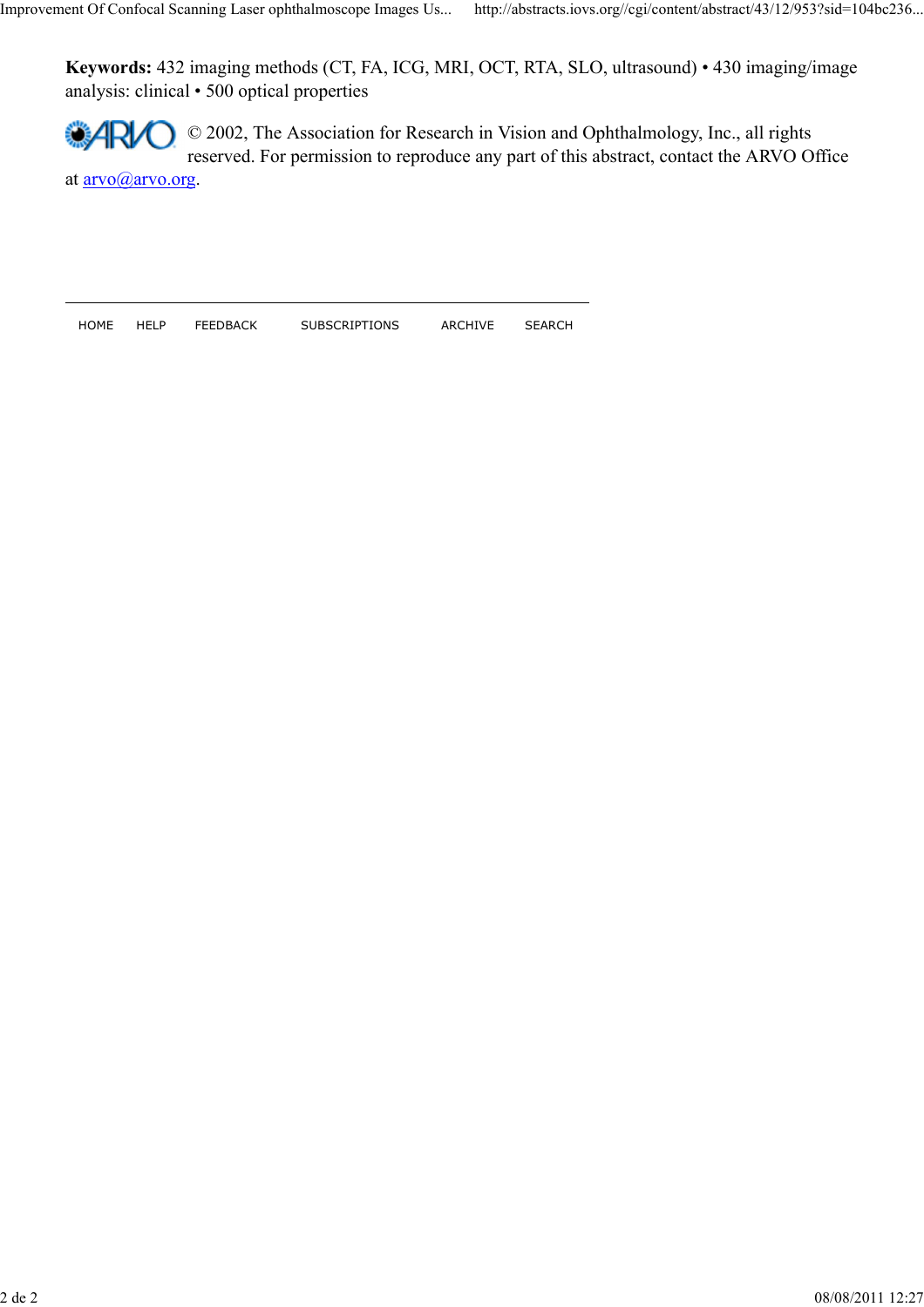**Keywords:** 432 imaging methods (CT, FA, ICG, MRI, OCT, RTA, SLO, ultrasound) • 430 imaging/image analysis: clinical • 500 optical properties

© 2002, The Association for Research in Vision and Ophthalmology, Inc., all rights reserved. For permission to reproduce any part of this abstract, contact the ARVO Office at arvo@arvo.org.

HOME HELP FEEDBACK SUBSCRIPTIONS ARCHIVE SEARCH